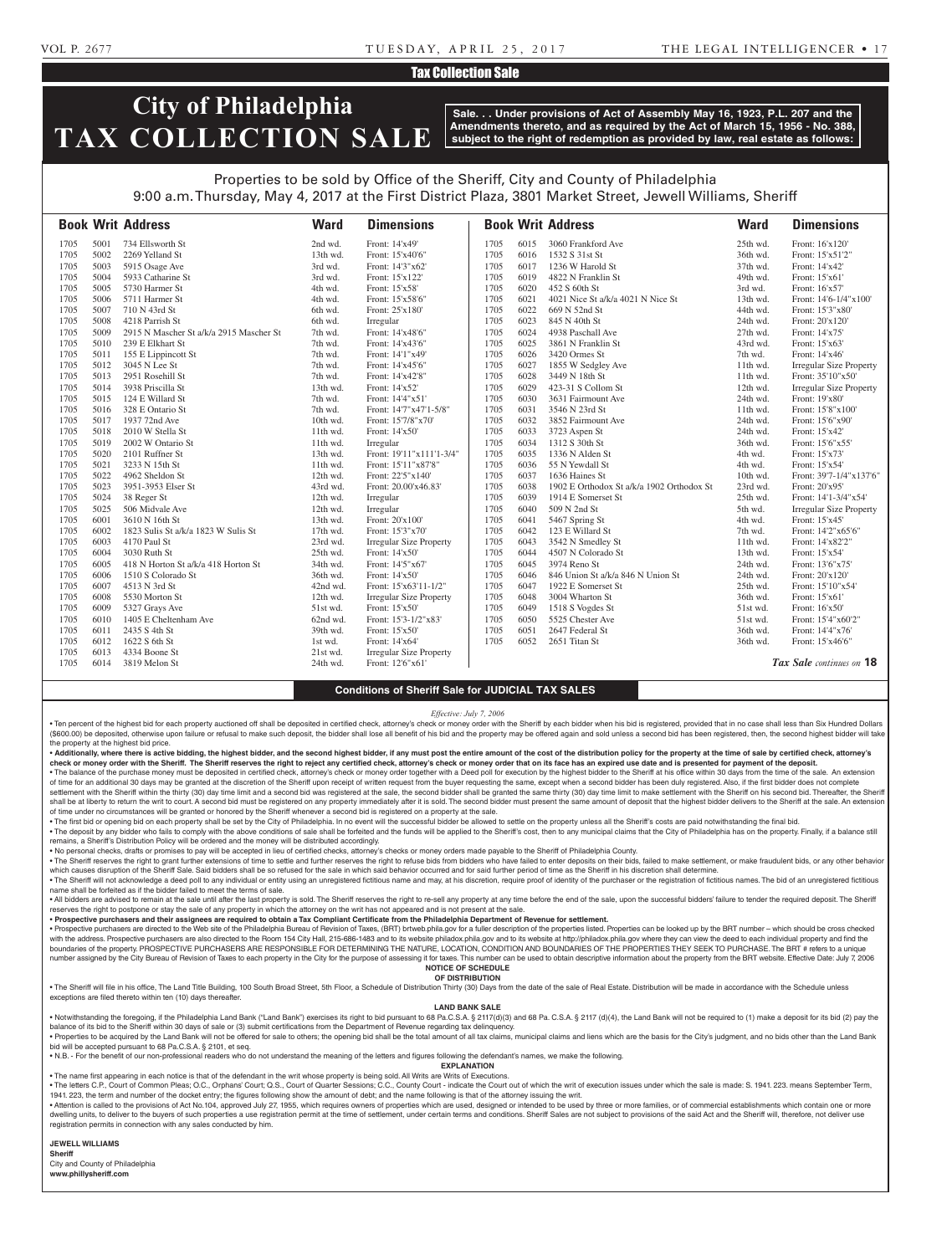Tax Collection Sale

# City of Philadelphia TAX COLLECTION SALE

**Sale. . . Under provisions of Act of Assembly May 16, 1923, P.L. 207 and the Amendments thereto, and as required by the Act of March 15, 1956 - No. 388, subject to the right of redemption as provided by law, real estate as follows:**

Properties to be sold by Office of the Sheriff, City and County of Philadelphia
9:00 a.m. Thursday, May 4, 2017 at the First District Plaza, 3801 Market Street, Jewell Williams, Sheriff

| Book | Writ | Address | Ward | Dimensions |
|---|---|---|---|---|
| 1705 | 5001 | 734 Ellsworth St | 2nd wd. | Front: 14'x49' |
| 1705 | 5002 | 2269 Yelland St | 13th wd. | Front: 15'x40'6" |
| 1705 | 5003 | 5915 Osage Ave | 3rd wd. | Front: 14'3"x62' |
| 1705 | 5004 | 5933 Catharine St | 3rd wd. | Front: 15'x122' |
| 1705 | 5005 | 5730 Harmer St | 4th wd. | Front: 15'x58' |
| 1705 | 5006 | 5711 Harmer St | 4th wd. | Front: 15'x58'6" |
| 1705 | 5007 | 710 N 43rd St | 6th wd. | Front: 25'x180' |
| 1705 | 5008 | 4218 Parrish St | 6th wd. | Irregular |
| 1705 | 5009 | 2915 N Mascher St a/k/a 2915 Mascher St | 7th wd. | Front: 14'x48'6" |
| 1705 | 5010 | 239 E Elkhart St | 7th wd. | Front: 14'x43'6" |
| 1705 | 5011 | 155 E Lippincott St | 7th wd. | Front: 14'1"x49' |
| 1705 | 5012 | 3045 N Lee St | 7th wd. | Front: 14'x45'6" |
| 1705 | 5013 | 2951 Rosehill St | 7th wd. | Front: 14'x42'8" |
| 1705 | 5014 | 3938 Priscilla St | 13th wd. | Front: 14'x52' |
| 1705 | 5015 | 124 E Willard St | 7th wd. | Front: 14'4"x51' |
| 1705 | 5016 | 328 E Ontario St | 7th wd. | Front: 14'7"x47'1-5/8" |
| 1705 | 5017 | 1937 72nd Ave | 10th wd. | Front: 15'7/8"x70' |
| 1705 | 5018 | 2010 W Stella St | 11th wd. | Front: 14'x50' |
| 1705 | 5019 | 2002 W Ontario St | 11th wd. | Irregular |
| 1705 | 5020 | 2101 Ruffner St | 13th wd. | Front: 19'11"x111'1-3/4" |
| 1705 | 5021 | 3233 N 15th St | 11th wd. | Front: 15'11"x87'8" |
| 1705 | 5022 | 4962 Sheldon St | 12th wd. | Front: 22'5"x140' |
| 1705 | 5023 | 3951-3953 Elser St | 43rd wd. | Front: 20.00'x46.83' |
| 1705 | 5024 | 38 Reger St | 12th wd. | Irregular |
| 1705 | 5025 | 506 Midvale Ave | 12th wd. | Irregular |
| 1705 | 6001 | 3610 N 16th St | 13th wd. | Front: 20'x100' |
| 1705 | 6002 | 1823 Sulis St a/k/a 1823 W Sulis St | 17th wd. | Front: 15'3"x70' |
| 1705 | 6003 | 4170 Paul St | 23rd wd. | Irregular Size Property |
| 1705 | 6004 | 3030 Ruth St | 25th wd. | Front: 14'x50' |
| 1705 | 6005 | 418 N Horton St a/k/a 418 Horton St | 34th wd. | Front: 14'5"x67' |
| 1705 | 6006 | 1510 S Colorado St | 36th wd. | Front: 14'x50' |
| 1705 | 6007 | 4513 N 3rd St | 42nd wd. | Front: 15'x63'11-1/2" |
| 1705 | 6008 | 5530 Morton St | 12th wd. | Irregular Size Property |
| 1705 | 6009 | 5327 Grays Ave | 51st wd. | Front: 15'x50' |
| 1705 | 6010 | 1405 E Cheltenham Ave | 62nd wd. | Front: 15'3-1/2"x83' |
| 1705 | 6011 | 2435 S 4th St | 39th wd. | Front: 15'x50' |
| 1705 | 6012 | 1622 S 6th St | 1st wd. | Front: 14'x64' |
| 1705 | 6013 | 4334 Boone St | 21st wd. | Irregular Size Property |
| 1705 | 6014 | 3819 Melon St | 24th wd. | Front: 12'6"x61' |
| 1705 | 6015 | 3060 Frankford Ave | 25th wd. | Front: 16'x120' |
| 1705 | 6016 | 1532 S 31st St | 36th wd. | Front: 15'x51'2" |
| 1705 | 6017 | 1236 W Harold St | 37th wd. | Front: 14'x42' |
| 1705 | 6019 | 4822 N Franklin St | 49th wd. | Front: 15'x61' |
| 1705 | 6020 | 452 S 60th St | 3rd wd. | Front: 16'x57' |
| 1705 | 6021 | 4021 Nice St a/k/a 4021 N Nice St | 13th wd. | Front: 14'6-1/4"x100' |
| 1705 | 6022 | 669 N 52nd St | 44th wd. | Front: 15'3"x80' |
| 1705 | 6023 | 845 N 40th St | 24th wd. | Front: 20'x120' |
| 1705 | 6024 | 4938 Paschall Ave | 27th wd. | Front: 14'x75' |
| 1705 | 6025 | 3861 N Franklin St | 43rd wd. | Front: 15'x63' |
| 1705 | 6026 | 3420 Ormes St | 7th wd. | Front: 14'x46' |
| 1705 | 6027 | 1855 W Sedgley Ave | 11th wd. | Irregular Size Property |
| 1705 | 6028 | 3449 N 18th St | 11th wd. | Front: 35'10"x50' |
| 1705 | 6029 | 423-31 S Collom St | 12th wd. | Irregular Size Property |
| 1705 | 6030 | 3631 Fairmount Ave | 24th wd. | Front: 19'x80' |
| 1705 | 6031 | 3546 N 23rd St | 11th wd. | Front: 15'8"x100' |
| 1705 | 6032 | 3852 Fairmount Ave | 24th wd. | Front: 15'6"x90' |
| 1705 | 6033 | 3723 Aspen St | 24th wd. | Front: 15'x42' |
| 1705 | 6034 | 1312 S 30th St | 36th wd. | Front: 15'6"x55' |
| 1705 | 6035 | 1336 N Alden St | 4th wd. | Front: 15'x73' |
| 1705 | 6036 | 55 N Yewdall St | 4th wd. | Front: 15'x54' |
| 1705 | 6037 | 1636 Haines St | 10th wd. | Front: 39'7-1/4"x137'6" |
| 1705 | 6038 | 1902 E Orthodox St a/k/a 1902 Orthodox St | 23rd wd. | Front: 20'x95' |
| 1705 | 6039 | 1914 E Somerset St | 25th wd. | Front: 14'1-3/4"x54' |
| 1705 | 6040 | 509 N 2nd St | 5th wd. | Irregular Size Property |
| 1705 | 6041 | 5467 Spring St | 4th wd. | Front: 15'x45' |
| 1705 | 6042 | 123 E Willard St | 7th wd. | Front: 14'2"x65'6" |
| 1705 | 6043 | 3542 N Smedley St | 11th wd. | Front: 14'x82'2" |
| 1705 | 6044 | 4507 N Colorado St | 13th wd. | Front: 15'x54' |
| 1705 | 6045 | 3974 Reno St | 24th wd. | Front: 13'6"x75' |
| 1705 | 6046 | 846 Union St a/k/a 846 N Union St | 24th wd. | Front: 20'x120' |
| 1705 | 6047 | 1922 E Somerset St | 25th wd. | Front: 15'10"x54' |
| 1705 | 6048 | 3004 Wharton St | 36th wd. | Front: 15'x61' |
| 1705 | 6049 | 1518 S Vogdes St | 51st wd. | Front: 16'x50' |
| 1705 | 6050 | 5525 Chester Ave | 51st wd. | Front: 15'4"x60'2" |
| 1705 | 6051 | 2647 Federal St | 36th wd. | Front: 14'4"x76' |
| 1705 | 6052 | 2651 Titan St | 36th wd. | Front: 15'x46'6" |

*Tax Sale continues on* **18**

## Conditions of Sheriff Sale for JUDICIAL TAX SALES

*Effective: July 7, 2006*

• Ten percent of the highest bid for each property auctioned off shall be deposited in certified check, attorney's check or money order with the Sheriff by each bidder when his bid is registered, provided that in no case shall less than Six Hundred Dollars ($600.00) be deposited, otherwise upon failure or refusal to make such deposit, the bidder shall lose all benefit of his bid and the property may be offered again and sold unless a second bid has been registered, then, the second highest bidder will take the property at the highest bid price.

• **Additionally, where there is active bidding, the highest bidder, and the second highest bidder, if any must post the entire amount of the cost of the distribution policy for the property at the time of sale by certified check, attorney's check or money order with the Sheriff. The Sheriff reserves the right to reject any certified check, attorney's check or money order that on its face has an expired use date and is presented for payment of the deposit.**

• The balance of the purchase money must be deposited in certified check, attorney's check or money order together with a Deed poll for execution by the highest bidder to the Sheriff at his office within 30 days from the time of the sale. An extension of time for an additional 30 days may be granted at the discretion of the Sheriff upon receipt of written request from the buyer requesting the same, except when a second bidder has been duly registered. Also, if the first bidder does not complete settlement with the Sheriff within the thirty (30) day time limit and a second bid was registered at the sale, the second bidder shall be granted the same thirty (30) day time limit to make settlement with the Sheriff on his second bid. Thereafter, the Sheriff shall be at liberty to return the writ to court. A second bid must be registered on any property immediately after it is sold. The second bidder must present the same amount of deposit that the highest bidder delivers to the Sheriff at the sale. An extension of time under no circumstances will be granted or honored by the Sheriff whenever a second bid is registered on a property at the sale.

• The first bid or opening bid on each property shall be set by the City of Philadelphia. In no event will the successful bidder be allowed to settle on the property unless all the Sheriff's costs are paid notwithstanding the final bid.

• The deposit by any bidder who fails to comply with the above conditions of sale shall be forfeited and the funds will be applied to the Sheriff's cost, then to any municipal claims that the City of Philadelphia has on the property. Finally, if a balance still remains, a Sheriff's Distribution Policy will be ordered and the money will be distributed accordingly.

• No personal checks, drafts or promises to pay will be accepted in lieu of certified checks, attorney's checks or money orders made payable to the Sheriff of Philadelphia County.

• The Sheriff reserves the right to grant further extensions of time to settle and further reserves the right to refuse bids from bidders who have failed to enter deposits on their bids, failed to make settlement, or make fraudulent bids, or any other behavior which causes disruption of the Sheriff Sale. Said bidders shall be so refused for the sale in which said behavior occurred and for said further period of time as the Sheriff in his discretion shall determine.

• The Sheriff will not acknowledge a deed poll to any individual or entity using an unregistered fictitious name and may, at his discretion, require proof of identity of the purchaser or the registration of fictitious names. The bid of an unregistered fictitious name shall be forfeited as if the bidder failed to meet the terms of sale.

• All bidders are advised to remain at the sale until after the last property is sold. The Sheriff reserves the right to re-sell any property at any time before the end of the sale, upon the successful bidders' failure to tender the required deposit. The Sheriff reserves the right to postpone or stay the sale of any property in which the attorney on the writ has not appeared and is not present at the sale.

• **Prospective purchasers and their assignees are required to obtain a Tax Compliant Certificate from the Philadelphia Department of Revenue for settlement.**

• Prospective purchasers are directed to the Web site of the Philadelphia Bureau of Revision of Taxes, (BRT) brtweb.phila.gov for a fuller description of the properties listed. Properties can be looked up by the BRT number – which should be cross checked with the address. Prospective purchasers are also directed to the Room 154 City Hall, 215-686-1483 and to its website philadox.phila.gov and to its website at http://philadox.phila.gov where they can view the deed to each individual property and find the boundaries of the property. PROSPECTIVE PURCHASERS ARE RESPONSIBLE FOR DETERMINING THE NATURE, LOCATION, CONDITION AND BOUNDARIES OF THE PROPERTIES THEY SEEK TO PURCHASE. The BRT # refers to a unique number assigned by the City Bureau of Revision of Taxes to each property in the City for the purpose of assessing it for taxes. This number can be used to obtain descriptive information about the property from the BRT website. Effective Date: July 7, 2006

**NOTICE OF SCHEDULE OF DISTRIBUTION**

• The Sheriff will file in his office, The Land Title Building, 100 South Broad Street, 5th Floor, a Schedule of Distribution Thirty (30) Days from the date of the sale of Real Estate. Distribution will be made in accordance with the Schedule unless exceptions are filed thereto within ten (10) days thereafter.

**LAND BANK SALE**

• Notwithstanding the foregoing, if the Philadelphia Land Bank ("Land Bank") exercises its right to bid pursuant to 68 Pa.C.S.A. § 2117(d)(3) and 68 Pa. C.S.A. § 2117 (d)(4), the Land Bank will not be required to (1) make a deposit for its bid (2) pay the balance of its bid to the Sheriff within 30 days of sale or (3) submit certifications from the Department of Revenue regarding tax delinquency.

• Properties to be acquired by the Land Bank will not be offered for sale to others; the opening bid shall be the total amount of all tax claims, municipal claims and liens which are the basis for the City's judgment, and no bids other than the Land Bank bid will be accepted pursuant to 68 Pa.C.S.A. § 2101, et seq.

• N.B. - For the benefit of our non-professional readers who do not understand the meaning of the letters and figures following the defendant's names, we make the following.

**EXPLANATION**

• The name first appearing in each notice is that of the defendant in the writ whose property is being sold. All Writs are Writs of Executions.

• The letters C.P., Court of Common Pleas; O.C., Orphans' Court; Q.S., Court of Quarter Sessions; C.C., County Court - indicate the Court out of which the writ of execution issues under which the sale is made: S. 1941. 223. means September Term, 1941. 223, the term and number of the docket entry; the figures following show the amount of debt; and the name following is that of the attorney issuing the writ.

• Attention is called to the provisions of Act No.104, approved July 27, 1955, which requires owners of properties which are used, designed or intended to be used by three or more families, or of commercial establishments which contain one or more dwelling units, to deliver to the buyers of such properties a use registration permit at the time of settlement, under certain terms and conditions. Sheriff Sales are not subject to provisions of the said Act and the Sheriff will, therefore, not deliver use registration permits in connection with any sales conducted by him.

**JEWELL WILLIAMS**
**Sheriff**
City and County of Philadelphia
**www.phillysheriff.com**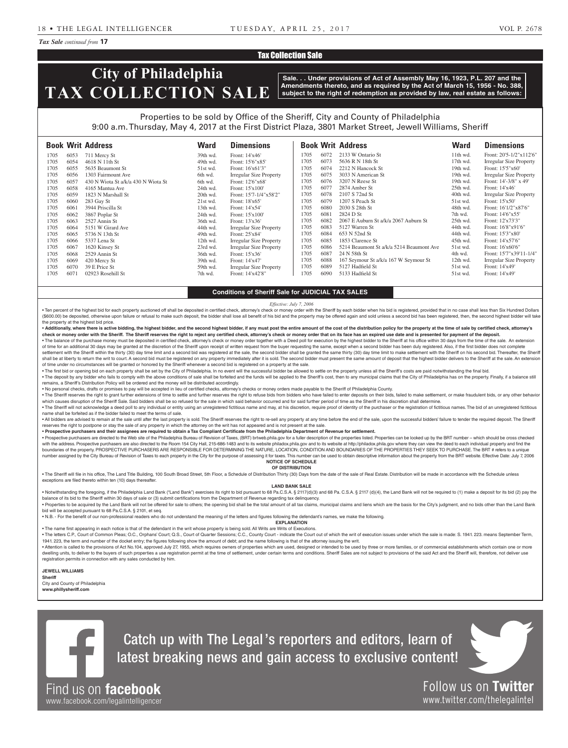*Tax Sale continued from* **17**

Tax Collection Sale

# City of Philadelphia TAX COLLECTION SALE

**Sale. . . Under provisions of Act of Assembly May 16, 1923, P.L. 207 and the Amendments thereto, and as required by the Act of March 15, 1956 - No. 388, subject to the right of redemption as provided by law, real estate as follows:**

Properties to be sold by Office of the Sheriff, City and County of Philadelphia
9:00 a.m. Thursday, May 4, 2017 at the First District Plaza, 3801 Market Street, Jewell Williams, Sheriff

| Book | Writ | Address | Ward | Dimensions |
|---|---|---|---|---|
| 1705 | 6053 | 711 Mercy St | 39th wd. | Front: 14'x46' |
| 1705 | 6054 | 4618 N 11th St | 49th wd. | Front: 15'6"x85' |
| 1705 | 6055 | 5635 Beaumont St | 51st wd. | Front: 16'x61'3" |
| 1705 | 6056 | 1303 Fairmount Ave | 6th wd. | Irregular Size Property |
| 1705 | 6057 | 430 N Wiota St a/k/a 430 N Wiota St | 6th wd. | Front: 12'6"x68' |
| 1705 | 6058 | 4165 Mantua Ave | 24th wd. | Front: 15'x100' |
| 1705 | 6059 | 1823 N Marshall St | 20th wd. | Front: 15'7-1/4"x58'2" |
| 1705 | 6060 | 283 Gay St | 21st wd. | Front: 18'x65' |
| 1705 | 6061 | 3944 Priscilla St | 13th wd. | Front: 14'x54' |
| 1705 | 6062 | 3867 Poplar St | 24th wd. | Front: 15'x100' |
| 1705 | 6063 | 2527 Annin St | 36th wd. | Front: 13'x36' |
| 1705 | 6064 | 5151 W Girard Ave | 44th wd. | Irregular Size Property |
| 1705 | 6065 | 5736 N 13th St | 49th wd. | Front: 25'x84' |
| 1705 | 6066 | 5337 Lena St | 12th wd. | Irregular Size Property |
| 1705 | 6067 | 1620 Kinsey St | 23rd wd. | Irregular Size Property |
| 1705 | 6068 | 2529 Annin St | 36th wd. | Front: 15'x36' |
| 1705 | 6069 | 420 Mercy St | 39th wd. | Front: 14'x47' |
| 1705 | 6070 | 39 E Price St | 59th wd. | Irregular Size Property |
| 1705 | 6071 | 02923 Rosehill St | 7th wd. | Front: 14'x42'8" |
| 1705 | 6072 | 2133 W Ontario St | 11th wd. | Front: 20'5-1/2"x112'6" |
| 1705 | 6073 | 5636 R N 18th St | 17th wd. | Irregular Size Property |
| 1705 | 6074 | 2212 N Hancock St | 19th wd. | Front: 15'5"x60' |
| 1705 | 6075 | 3033 N American St | 19th wd. | Irregular Size Property |
| 1705 | 6076 | 3207 N Reese St | 19th wd. | Front: 14'-3/8" x 49' |
| 1705 | 6077 | 2874 Amber St | 25th wd. | Front: 14'x46' |
| 1705 | 6078 | 2107 S 72nd St | 40th wd. | Irregular Size Property |
| 1705 | 6079 | 1207 S Peach St | 51st wd. | Front: 15'x50' |
| 1705 | 6080 | 2030 S 28th St | 48th wd. | Front: 16'1/2"x87'6" |
| 1705 | 6081 | 2824 D St | 7th wd. | Front: 14'6"x55' |
| 1705 | 6082 | 2067 E Auburn St a/k/a 2067 Auburn St | 25th wd. | Front: 12'x73'3" |
| 1705 | 6083 | 5127 Warren St | 44th wd. | Front: 16'8"x91'6" |
| 1705 | 6084 | 653 N 52nd St | 44th wd. | Front: 15'3"x80' |
| 1705 | 6085 | 1853 Clarence St | 45th wd. | Front: 14'x57'6" |
| 1705 | 6086 | 5214 Beaumont St a/k/a 5214 Beaumont Ave | 51st wd. | Front: 16'x60'6" |
| 1705 | 6087 | 24 N 58th St | 4th wd. | Front: 15'7"x39'11-1/4" |
| 1705 | 6088 | 167 Seymour St a/k/a 167 W Seymour St | 12th wd. | Irregular Size Property |
| 1705 | 6089 | 5127 Hadfield St | 51st wd. | Front: 14'x49' |
| 1705 | 6090 | 5133 Hadfield St | 51st wd. | Front: 14'x49' |

## Conditions of Sheriff Sale for JUDICIAL TAX SALES

*Effective: July 7, 2006*

• Ten percent of the highest bid for each property auctioned off shall be deposited in certified check, attorney's check or money order with the Sheriff by each bidder when his bid is registered, provided that in no case shall less than Six Hundred Dollars ($600.00) be deposited, otherwise upon failure or refusal to make such deposit, the bidder shall lose all benefit of his bid and the property may be offered again and sold unless a second bid has been registered, then, the second highest bidder will take the property at the highest bid price.

**• Additionally, where there is active bidding, the highest bidder, and the second highest bidder, if any must post the entire amount of the cost of the distribution policy for the property at the time of sale by certified check, attorney's check or money order with the Sheriff. The Sheriff reserves the right to reject any certified check, attorney's check or money order that on its face has an expired use date and is presented for payment of the deposit.**

• The balance of the purchase money must be deposited in certified check, attorney's check or money order together with a Deed poll for execution by the highest bidder to the Sheriff at his office within 30 days from the time of the sale. An extension of time for an additional 30 days may be granted at the discretion of the Sheriff upon receipt of written request from the buyer requesting the same, except when a second bidder has been duly registered. Also, if the first bidder does not complete settlement with the Sheriff within the thirty (30) day time limit and a second bid was registered at the sale, the second bidder shall be granted the same thirty (30) day time limit to make settlement with the Sheriff on his second bid. Thereafter, the Sheriff shall be at liberty to return the writ to court. A second bid must be registered on any property immediately after it is sold. The second bidder must present the same amount of deposit that the highest bidder delivers to the Sheriff at the sale. An extension of time under no circumstances will be granted or honored by the Sheriff whenever a second bid is registered on a property at the sale.

• The first bid or opening bid on each property shall be set by the City of Philadelphia. In no event will the successful bidder be allowed to settle on the property unless all the Sheriff's costs are paid notwithstanding the final bid.

• The deposit by any bidder who fails to comply with the above conditions of sale shall be forfeited and the funds will be applied to the Sheriff's cost, then to any municipal claims that the City of Philadelphia has on the property. Finally, if a balance still remains, a Sheriff's Distribution Policy will be ordered and the money will be distributed accordingly.

• No personal checks, drafts or promises to pay will be accepted in lieu of certified checks, attorney's checks or money orders made payable to the Sheriff of Philadelphia County.

• The Sheriff reserves the right to grant further extensions of time to settle and further reserves the right to refuse bids from bidders who have failed to enter deposits on their bids, failed to make settlement, or make fraudulent bids, or any other behavior which causes disruption of the Sheriff Sale. Said bidders shall be so refused for the sale in which said behavior occurred and for said further period of time as the Sheriff in his discretion shall determine.

• The Sheriff will not acknowledge a deed poll to any individual or entity using an unregistered fictitious name and may, at his discretion, require proof of identity of the purchaser or the registration of fictitious names. The bid of an unregistered fictitious name shall be forfeited as if the bidder failed to meet the terms of sale.

• All bidders are advised to remain at the sale until after the last property is sold. The Sheriff reserves the right to re-sell any property at any time before the end of the sale, upon the successful bidders' failure to tender the required deposit. The Sheriff reserves the right to postpone or stay the sale of any property in which the attorney on the writ has not appeared and is not present at the sale.

**• Prospective purchasers and their assignees are required to obtain a Tax Compliant Certificate from the Philadelphia Department of Revenue for settlement.**

• Prospective purchasers are directed to the Web site of the Philadelphia Bureau of Revision of Taxes, (BRT) brtweb.phila.gov for a fuller description of the properties listed. Properties can be looked up by the BRT number – which should be cross checked with the address. Prospective purchasers are also directed to the Room 154 City Hall, 215-686-1483 and to its website philadox.phila.gov and to its website at http://philadox.phila.gov where they can view the deed to each individual property and find the boundaries of the property. PROSPECTIVE PURCHASERS ARE RESPONSIBLE FOR DETERMINING THE NATURE, LOCATION, CONDITION AND BOUNDARIES OF THE PROPERTIES THEY SEEK TO PURCHASE. The BRT # refers to a unique number assigned by the City Bureau of Revision of Taxes to each property in the City for the purpose of assessing it for taxes. This number can be used to obtain descriptive information about the property from the BRT website. Effective Date: July 7, 2006

**NOTICE OF SCHEDULE OF DISTRIBUTION**

• The Sheriff will file in his office, The Land Title Building, 100 South Broad Street, 5th Floor, a Schedule of Distribution Thirty (30) Days from the date of the sale of Real Estate. Distribution will be made in accordance with the Schedule unless exceptions are filed thereto within ten (10) days thereafter.

**LAND BANK SALE**

• Notwithstanding the foregoing, if the Philadelphia Land Bank ("Land Bank") exercises its right to bid pursuant to 68 Pa.C.S.A. § 2117(d)(3) and 68 Pa. C.S.A. § 2117 (d)(4), the Land Bank will not be required to (1) make a deposit for its bid (2) pay the balance of its bid to the Sheriff within 30 days of sale or (3) submit certifications from the Department of Revenue regarding tax delinquency.

• Properties to be acquired by the Land Bank will not be offered for sale to others; the opening bid shall be the total amount of all tax claims, municipal claims and liens which are the basis for the City's judgment, and no bids other than the Land Bank bid will be accepted pursuant to 68 Pa.C.S.A. § 2101, et seq.

• N.B. - For the benefit of our non-professional readers who do not understand the meaning of the letters and figures following the defendant's names, we make the following.

**EXPLANATION**

• The name first appearing in each notice is that of the defendant in the writ whose property is being sold. All Writs are Writs of Executions.

• The letters C.P., Court of Common Pleas; O.C., Orphans' Court; Q.S., Court of Quarter Sessions; C.C., County Court - indicate the Court out of which the writ of execution issues under which the sale is made: S. 1941. 223. means September Term, 1941. 223, the term and number of the docket entry; the figures following show the amount of debt; and the name following is that of the attorney issuing the writ.

• Attention is called to the provisions of Act No.104, approved July 27, 1955, which requires owners of properties which are used, designed or intended to be used by three or more families, or of commercial establishments which contain one or more dwelling units, to deliver to the buyers of such properties a use registration permit at the time of settlement, under certain terms and conditions. Sheriff Sales are not subject to provisions of the said Act and the Sheriff will, therefore, not deliver use registration permits in connection with any sales conducted by him.

**JEWELL WILLIAMS**
**Sheriff**
City and County of Philadelphia
**www.phillysheriff.com**

Catch up with The Legal's reporters and editors, learn of latest breaking news and gain access to exclusive content!

Find us on **facebook**
www.facebook.com/legalintelligencer

Follow us on **Twitter**
www.twitter.com/thelegalintel